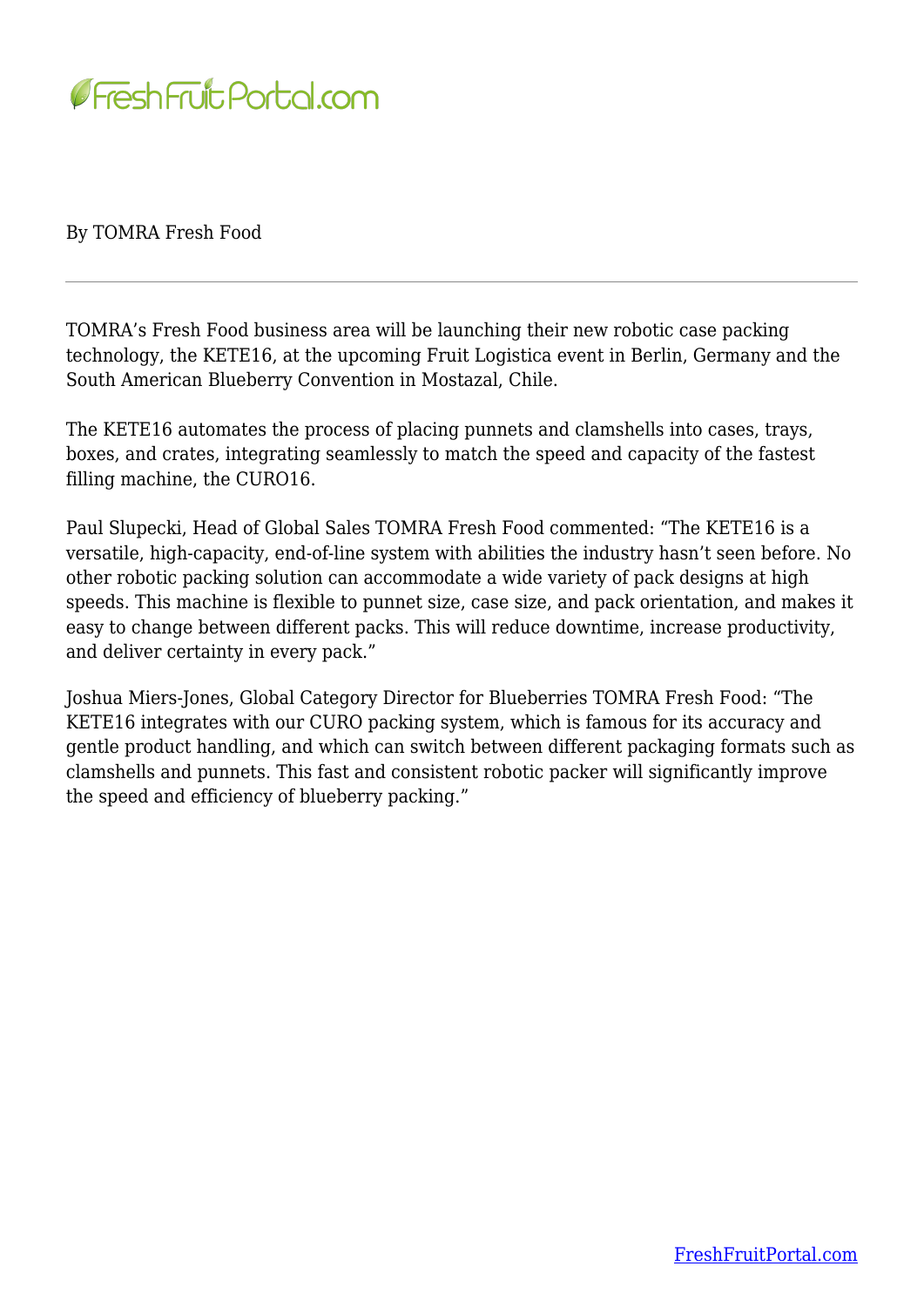By TOMRA Fresh Food

---

TOMRA's Fresh Food business area will be launching their new robotic case packing technology, the KETE16, at the upcoming Fruit Logistica event in Berlin, Germany and the South American Blueberry Convention in Mostazal, Chile.

The KETE16 automates the process of placing punnets and clamshells into cases, trays, boxes, and crates, integrating seamlessly to match the speed and capacity of the fastest filling machine, the CURO16.

Paul Slupecki, Head of Global Sales TOMRA Fresh Food commented: "The KETE16 is a versatile, high-capacity, end-of-line system with abilities the industry hasn't seen before. No other robotic packing solution can accommodate a wide variety of pack designs at high speeds. This machine is flexible to punnet size, case size, and pack orientation, and makes it easy to change between different packs. This will reduce downtime, increase productivity, and deliver certainty in every pack."

Joshua Miers-Jones, Global Category Director for Blueberries TOMRA Fresh Food: "The KETE16 integrates with our CURO packing system, which is famous for its accuracy and gentle product handling, and which can switch between different packaging formats such as clamshells and punnets. This fast and consistent robotic packer will significantly improve the speed and efficiency of blueberry packing."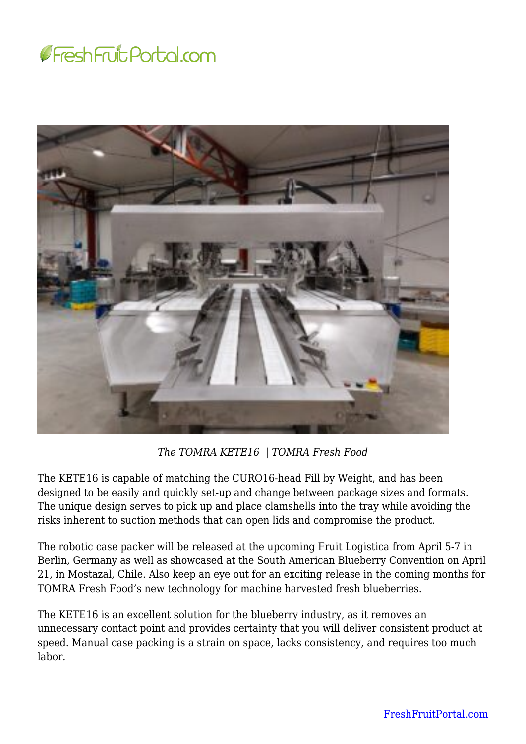*The TOMRA KETE16  | TOMRA Fresh Food*

The KETE16 is capable of matching the CURO16-head Fill by Weight, and has been designed to be easily and quickly set-up and change between package sizes and formats. The unique design serves to pick up and place clamshells into the tray while avoiding the risks inherent to suction methods that can open lids and compromise the product.

The robotic case packer will be released at the upcoming Fruit Logistica from April 5-7 in Berlin, Germany as well as showcased at the South American Blueberry Convention on April 21, in Mostazal, Chile. Also keep an eye out for an exciting release in the coming months for TOMRA Fresh Food's new technology for machine harvested fresh blueberries.

The KETE16 is an excellent solution for the blueberry industry, as it removes an unnecessary contact point and provides certainty that you will deliver consistent product at speed. Manual case packing is a strain on space, lacks consistency, and requires too much labor.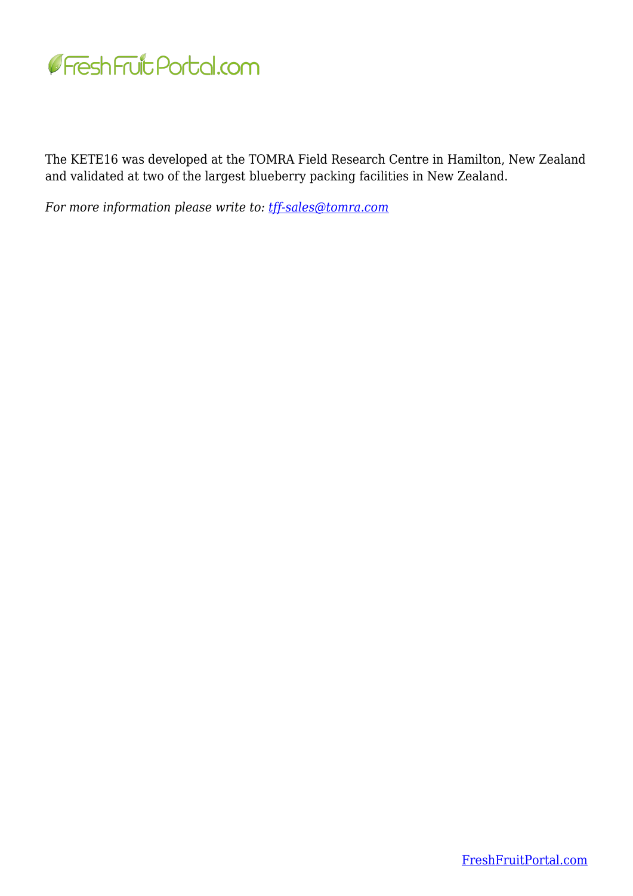The KETE16 was developed at the TOMRA Field Research Centre in Hamilton, New Zealand and validated at two of the largest blueberry packing facilities in New Zealand.

*For more information please write to: [tff-sales@tomra.com](mailto:tff-sales@tomra.com)*